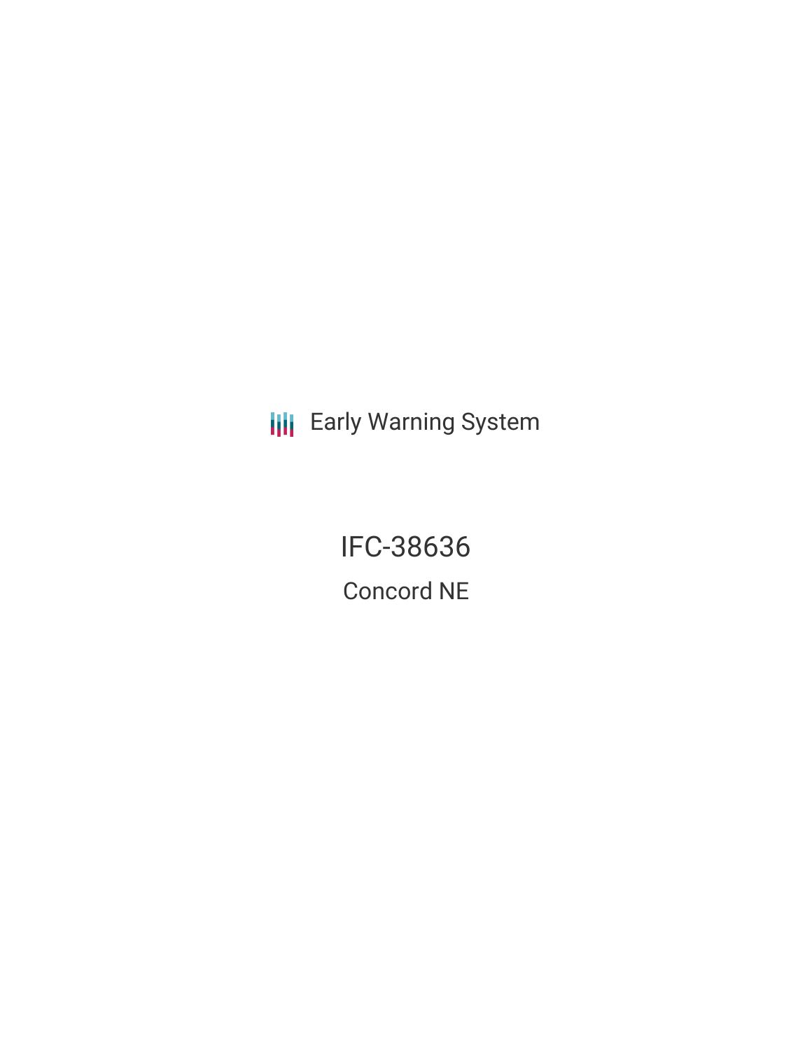Early Warning System

# IFC-38636

## Concord NE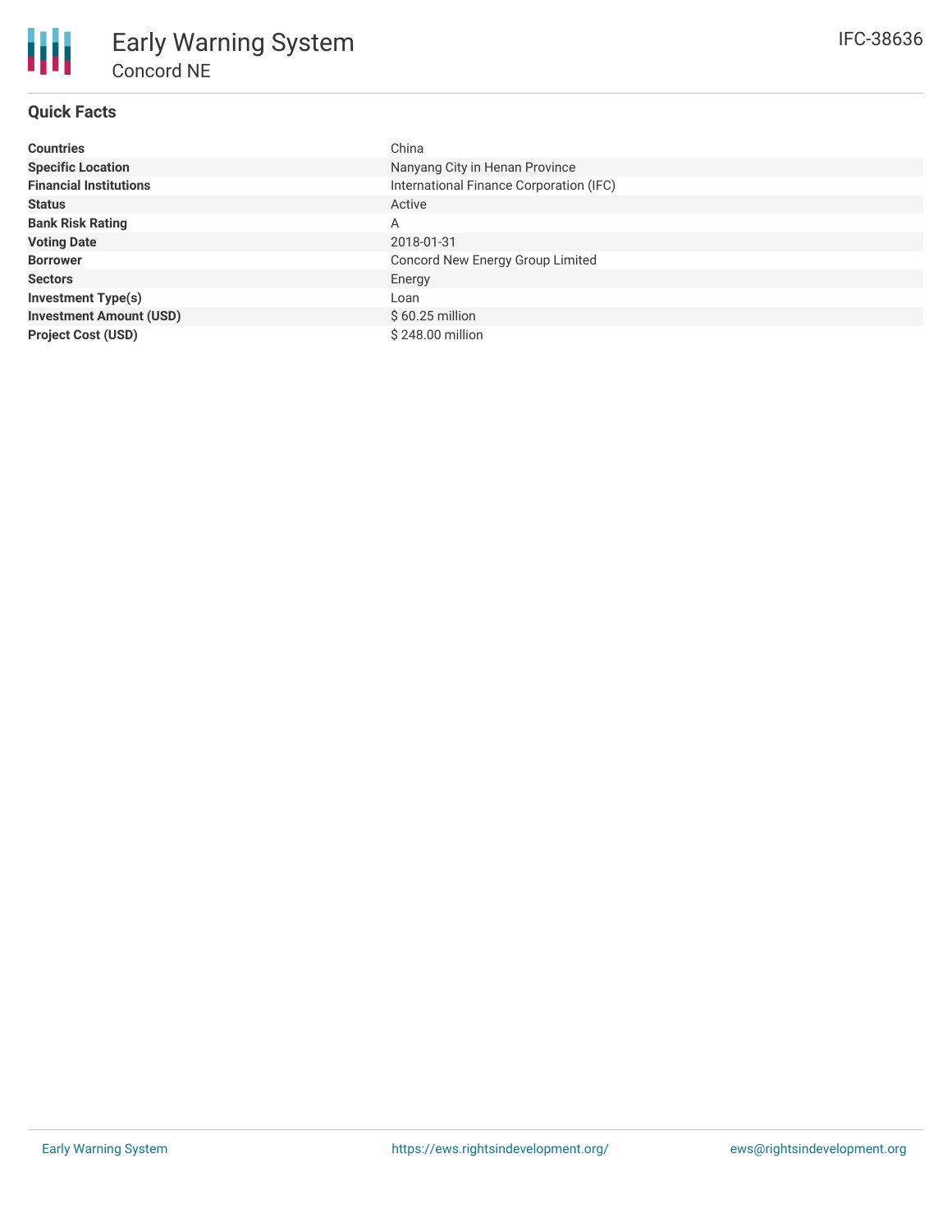# Early Warning System

## Concord NE

IFC-38636

### Quick Facts

| | |
|---|---|
| **Countries** | China |
| **Specific Location** | Nanyang City in Henan Province |
| **Financial Institutions** | International Finance Corporation (IFC) |
| **Status** | Active |
| **Bank Risk Rating** | A |
| **Voting Date** | 2018-01-31 |
| **Borrower** | Concord New Energy Group Limited |
| **Sectors** | Energy |
| **Investment Type(s)** | Loan |
| **Investment Amount (USD)** | $ 60.25 million |
| **Project Cost (USD)** | $ 248.00 million |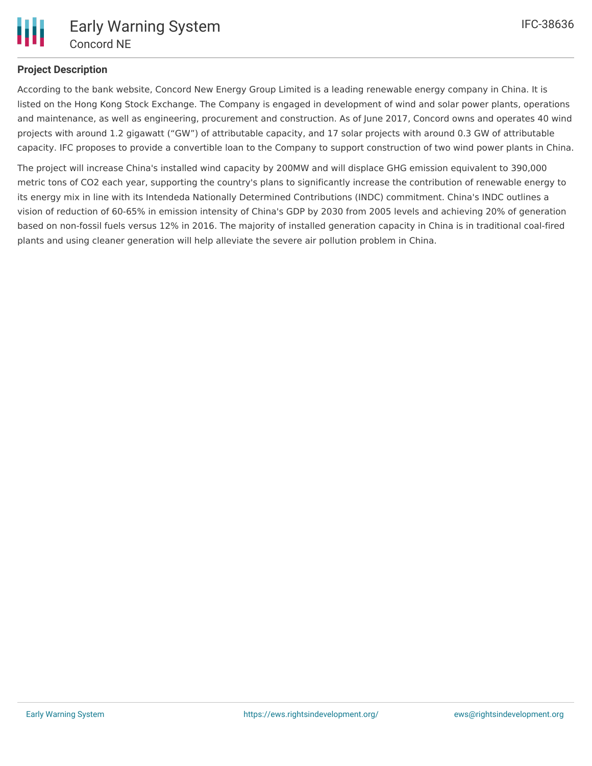## Project Description

According to the bank website, Concord New Energy Group Limited is a leading renewable energy company in China. It is listed on the Hong Kong Stock Exchange. The Company is engaged in development of wind and solar power plants, operations and maintenance, as well as engineering, procurement and construction. As of June 2017, Concord owns and operates 40 wind projects with around 1.2 gigawatt ("GW") of attributable capacity, and 17 solar projects with around 0.3 GW of attributable capacity. IFC proposes to provide a convertible loan to the Company to support construction of two wind power plants in China.

The project will increase China's installed wind capacity by 200MW and will displace GHG emission equivalent to 390,000 metric tons of $CO_2$ each year, supporting the country's plans to significantly increase the contribution of renewable energy to its energy mix in line with its Intendeda Nationally Determined Contributions (INDC) commitment. China's INDC outlines a vision of reduction of 60-65% in emission intensity of China's GDP by 2030 from 2005 levels and achieving 20% of generation based on non-fossil fuels versus 12% in 2016. The majority of installed generation capacity in China is in traditional coal-fired plants and using cleaner generation will help alleviate the severe air pollution problem in China.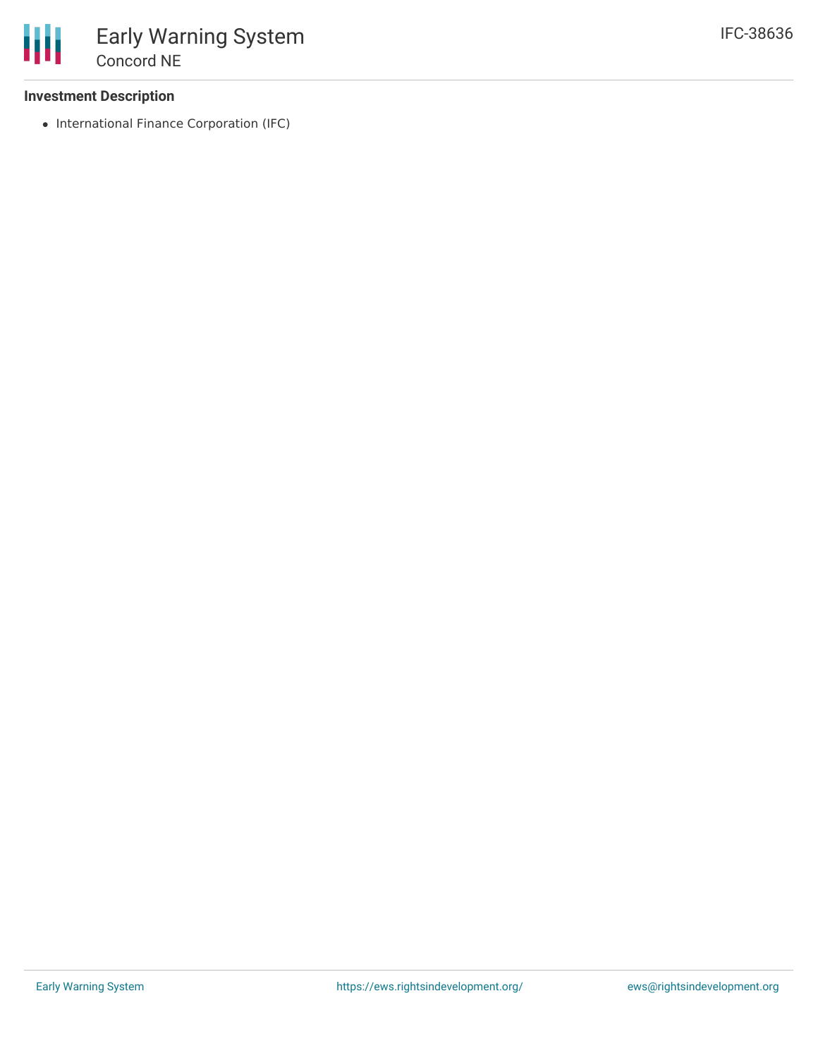### Investment Description

- International Finance Corporation (IFC)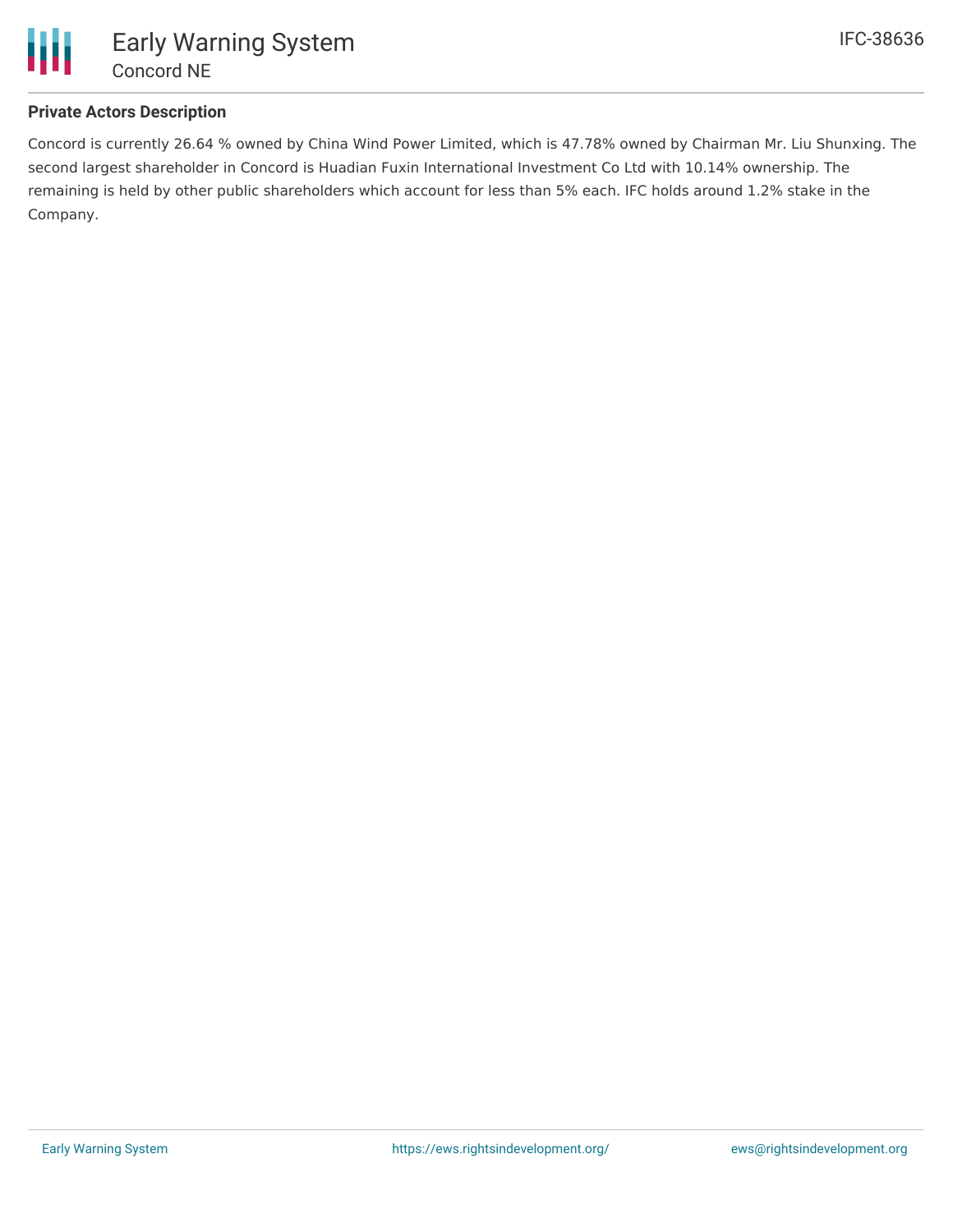### Private Actors Description

Concord is currently 26.64 % owned by China Wind Power Limited, which is 47.78% owned by Chairman Mr. Liu Shunxing. The second largest shareholder in Concord is Huadian Fuxin International Investment Co Ltd with 10.14% ownership. The remaining is held by other public shareholders which account for less than 5% each. IFC holds around 1.2% stake in the Company.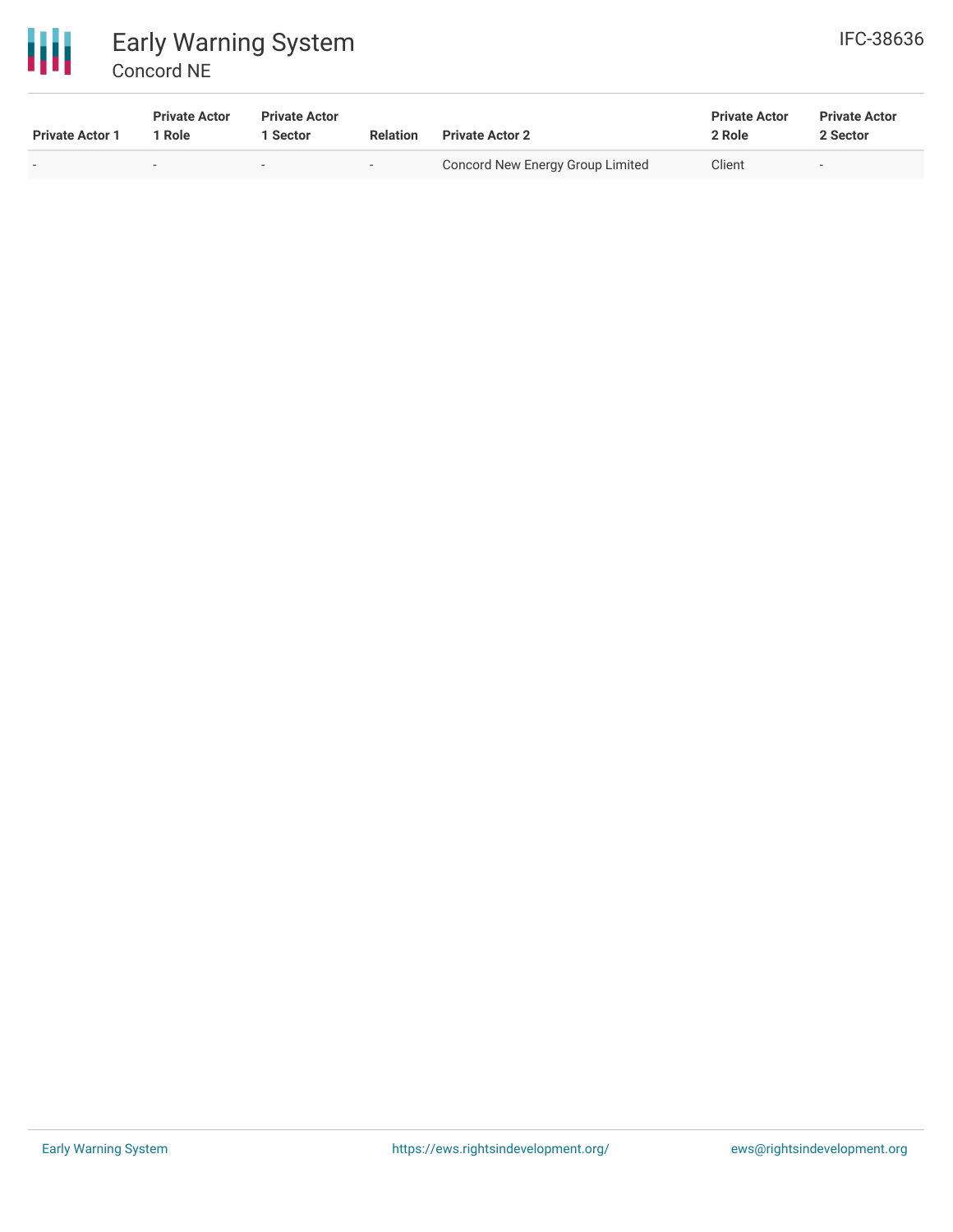| Private Actor 1 | Private Actor 1 Role | Private Actor 1 Sector | Relation | Private Actor 2 | Private Actor 2 Role | Private Actor 2 Sector |
|---|---|---|---|---|---|---|
| - | - | - | - | Concord New Energy Group Limited | Client | - |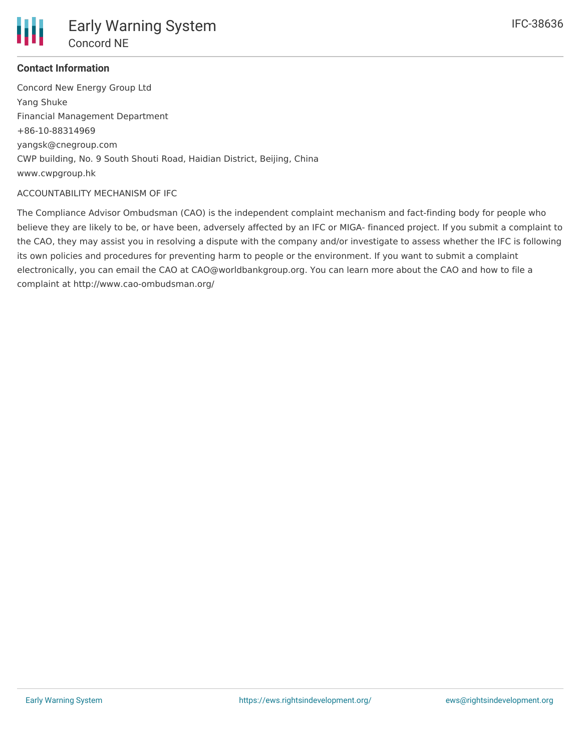### Contact Information

Concord New Energy Group Ltd
Yang Shuke
Financial Management Department
+86-10-88314969
yangsk@cnegroup.com
CWP building, No. 9 South Shouti Road, Haidian District, Beijing, China
www.cwpgroup.hk

ACCOUNTABILITY MECHANISM OF IFC

The Compliance Advisor Ombudsman (CAO) is the independent complaint mechanism and fact-finding body for people who believe they are likely to be, or have been, adversely affected by an IFC or MIGA- financed project. If you submit a complaint to the CAO, they may assist you in resolving a dispute with the company and/or investigate to assess whether the IFC is following its own policies and procedures for preventing harm to people or the environment. If you want to submit a complaint electronically, you can email the CAO at CAO@worldbankgroup.org. You can learn more about the CAO and how to file a complaint at http://www.cao-ombudsman.org/